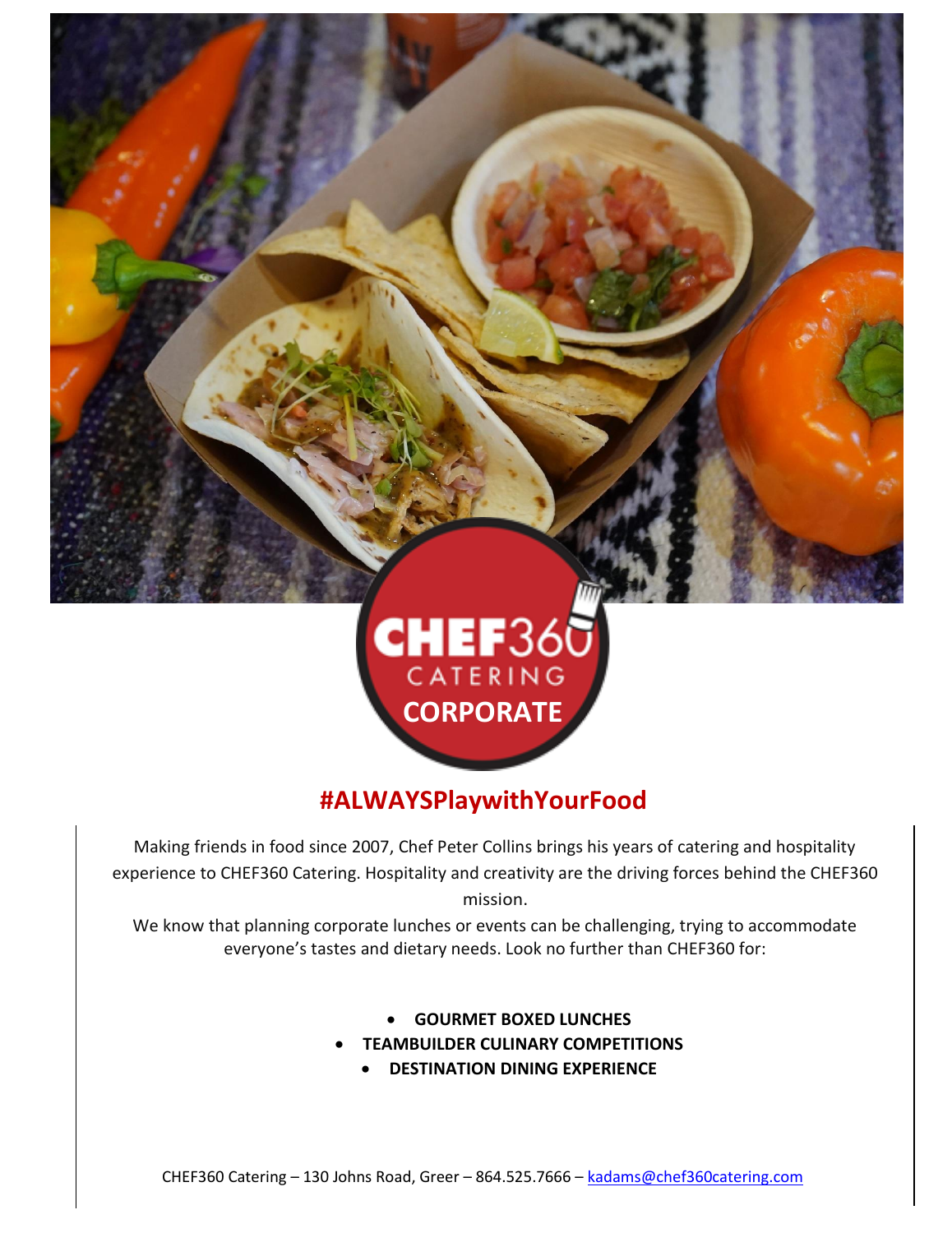CHEF360 CATERING

CORPORATE

## #ALWAYSPlaywithYourFood

Making friends in food since 2007, Chef Peter Collins brings his years of catering and hospitality experience to CHEF360 Catering. Hospitality and creativity are the driving forces behind the CHEF360 mission.

We know that planning corporate lunches or events can be challenging, trying to accommodate everyone's tastes and dietary needs. Look no further than CHEF360 for:

- **GOURMET BOXED LUNCHES**
- **TEAMBUILDER CULINARY COMPETITIONS**
- **DESTINATION DINING EXPERIENCE**

CHEF360 Catering – 130 Johns Road, Greer – 864.525.7666 – kadams@chef360catering.com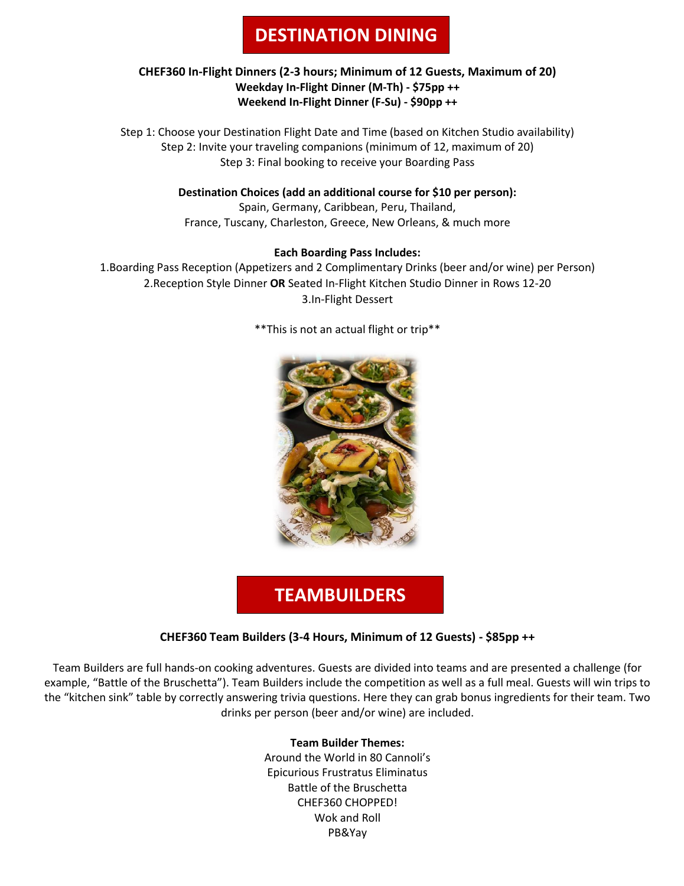# DESTINATION DINING

**CHEF360 In-Flight Dinners (2-3 hours; Minimum of 12 Guests, Maximum of 20)**
**Weekday In-Flight Dinner (M-Th) - $75pp ++**
**Weekend In-Flight Dinner (F-Su) - $90pp ++**

Step 1: Choose your Destination Flight Date and Time (based on Kitchen Studio availability)
Step 2: Invite your traveling companions (minimum of 12, maximum of 20)
Step 3: Final booking to receive your Boarding Pass

**Destination Choices (add an additional course for $10 per person):**
Spain, Germany, Caribbean, Peru, Thailand,
France, Tuscany, Charleston, Greece, New Orleans, & much more

**Each Boarding Pass Includes:**

1. Boarding Pass Reception (Appetizers and 2 Complimentary Drinks (beer and/or wine) per Person)
2. Reception Style Dinner **OR** Seated In-Flight Kitchen Studio Dinner in Rows 12-20
3. In-Flight Dessert

**This is not an actual flight or trip**

# TEAMBUILDERS

**CHEF360 Team Builders (3-4 Hours, Minimum of 12 Guests) - $85pp ++**

Team Builders are full hands-on cooking adventures. Guests are divided into teams and are presented a challenge (for example, "Battle of the Bruschetta"). Team Builders include the competition as well as a full meal. Guests will win trips to the "kitchen sink" table by correctly answering trivia questions. Here they can grab bonus ingredients for their team. Two drinks per person (beer and/or wine) are included.

**Team Builder Themes:**
Around the World in 80 Cannoli's
Epicurious Frustratus Eliminatus
Battle of the Bruschetta
CHEF360 CHOPPED!
Wok and Roll
PB&Yay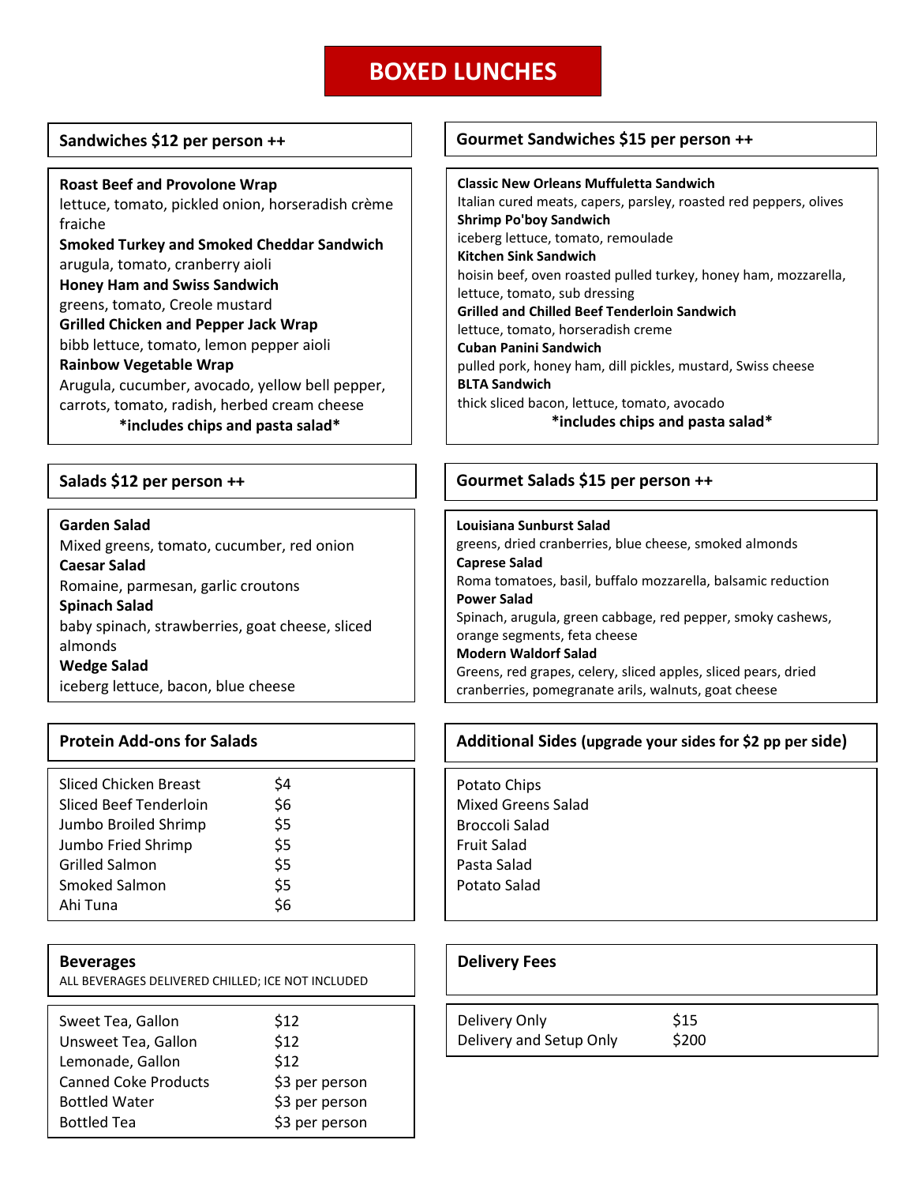# BOXED LUNCHES

## Sandwiches $12 per person ++

**Roast Beef and Provolone Wrap**
lettuce, tomato, pickled onion, horseradish crème fraiche
**Smoked Turkey and Smoked Cheddar Sandwich**
arugula, tomato, cranberry aioli
**Honey Ham and Swiss Sandwich**
greens, tomato, Creole mustard
**Grilled Chicken and Pepper Jack Wrap**
bibb lettuce, tomato, lemon pepper aioli
**Rainbow Vegetable Wrap**
Arugula, cucumber, avocado, yellow bell pepper, carrots, tomato, radish, herbed cream cheese

***includes chips and pasta salad***

## Gourmet Sandwiches $15 per person ++

**Classic New Orleans Muffuletta Sandwich**
Italian cured meats, capers, parsley, roasted red peppers, olives
**Shrimp Po'boy Sandwich**
iceberg lettuce, tomato, remoulade
**Kitchen Sink Sandwich**
hoisin beef, oven roasted pulled turkey, honey ham, mozzarella, lettuce, tomato, sub dressing
**Grilled and Chilled Beef Tenderloin Sandwich**
lettuce, tomato, horseradish creme
**Cuban Panini Sandwich**
pulled pork, honey ham, dill pickles, mustard, Swiss cheese
**BLTA Sandwich**
thick sliced bacon, lettuce, tomato, avocado

***includes chips and pasta salad***

## Salads $12 per person ++

**Garden Salad**
Mixed greens, tomato, cucumber, red onion
**Caesar Salad**
Romaine, parmesan, garlic croutons
**Spinach Salad**
baby spinach, strawberries, goat cheese, sliced almonds
**Wedge Salad**
iceberg lettuce, bacon, blue cheese

## Gourmet Salads $15 per person ++

**Louisiana Sunburst Salad**
greens, dried cranberries, blue cheese, smoked almonds
**Caprese Salad**
Roma tomatoes, basil, buffalo mozzarella, balsamic reduction
**Power Salad**
Spinach, arugula, green cabbage, red pepper, smoky cashews, orange segments, feta cheese
**Modern Waldorf Salad**
Greens, red grapes, celery, sliced apples, sliced pears, dried cranberries, pomegranate arils, walnuts, goat cheese

## Protein Add-ons for Salads

| | |
|---|---|
| Sliced Chicken Breast | $4 |
| Sliced Beef Tenderloin | $6 |
| Jumbo Broiled Shrimp | $5 |
| Jumbo Fried Shrimp | $5 |
| Grilled Salmon | $5 |
| Smoked Salmon | $5 |
| Ahi Tuna | $6 |

## Additional Sides (upgrade your sides for $2 pp per side)

Potato Chips
Mixed Greens Salad
Broccoli Salad
Fruit Salad
Pasta Salad
Potato Salad

## Beverages

ALL BEVERAGES DELIVERED CHILLED; ICE NOT INCLUDED

| | |
|---|---|
| Sweet Tea, Gallon | $12 |
| Unsweet Tea, Gallon | $12 |
| Lemonade, Gallon | $12 |
| Canned Coke Products | $3 per person |
| Bottled Water | $3 per person |
| Bottled Tea | $3 per person |

## Delivery Fees

| | |
|---|---|
| Delivery Only | $15 |
| Delivery and Setup Only | $200 |